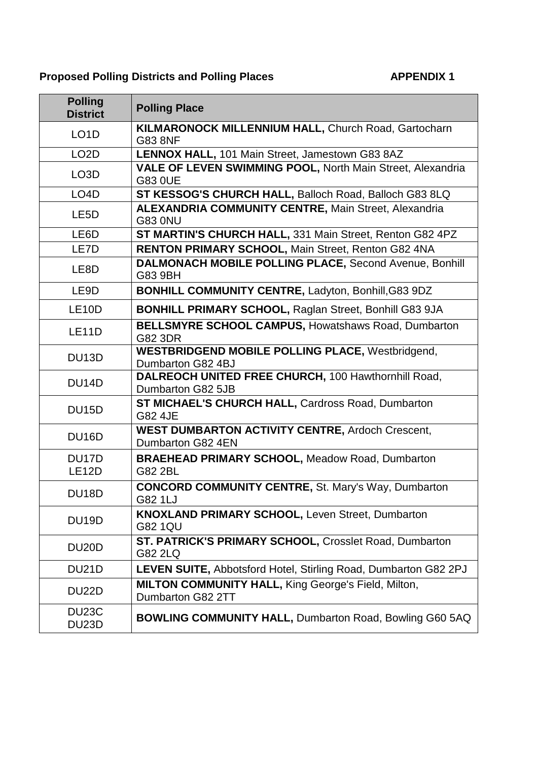**Proposed Polling Districts and Polling Places** **APPENDIX 1**

| Polling District | Polling Place |
|---|---|
| LO1D | **KILMARONOCK MILLENNIUM HALL,** Church Road, Gartocharn G83 8NF |
| LO2D | **LENNOX HALL,** 101 Main Street, Jamestown G83 8AZ |
| LO3D | **VALE OF LEVEN SWIMMING POOL,** North Main Street, Alexandria G83 0UE |
| LO4D | **ST KESSOG'S CHURCH HALL,** Balloch Road, Balloch G83 8LQ |
| LE5D | **ALEXANDRIA COMMUNITY CENTRE,** Main Street, Alexandria G83 0NU |
| LE6D | **ST MARTIN'S CHURCH HALL,** 331 Main Street, Renton G82 4PZ |
| LE7D | **RENTON PRIMARY SCHOOL,** Main Street, Renton G82 4NA |
| LE8D | **DALMONACH MOBILE POLLING PLACE,** Second Avenue, Bonhill G83 9BH |
| LE9D | **BONHILL COMMUNITY CENTRE,** Ladyton, Bonhill,G83 9DZ |
| LE10D | **BONHILL PRIMARY SCHOOL,** Raglan Street, Bonhill G83 9JA |
| LE11D | **BELLSMYRE SCHOOL CAMPUS,** Howatshaws Road, Dumbarton G82 3DR |
| DU13D | **WESTBRIDGEND MOBILE POLLING PLACE,** Westbridgend, Dumbarton G82 4BJ |
| DU14D | **DALREOCH UNITED FREE CHURCH,** 100 Hawthornhill Road, Dumbarton G82 5JB |
| DU15D | **ST MICHAEL'S CHURCH HALL,** Cardross Road, Dumbarton G82 4JE |
| DU16D | **WEST DUMBARTON ACTIVITY CENTRE,** Ardoch Crescent, Dumbarton G82 4EN |
| DU17D<br>LE12D | **BRAEHEAD PRIMARY SCHOOL,** Meadow Road, Dumbarton G82 2BL |
| DU18D | **CONCORD COMMUNITY CENTRE,** St. Mary's Way, Dumbarton G82 1LJ |
| DU19D | **KNOXLAND PRIMARY SCHOOL,** Leven Street, Dumbarton G82 1QU |
| DU20D | **ST. PATRICK'S PRIMARY SCHOOL,** Crosslet Road, Dumbarton G82 2LQ |
| DU21D | **LEVEN SUITE,** Abbotsford Hotel, Stirling Road, Dumbarton G82 2PJ |
| DU22D | **MILTON COMMUNITY HALL,** King George's Field, Milton, Dumbarton G82 2TT |
| DU23C<br>DU23D | **BOWLING COMMUNITY HALL,** Dumbarton Road, Bowling G60 5AQ |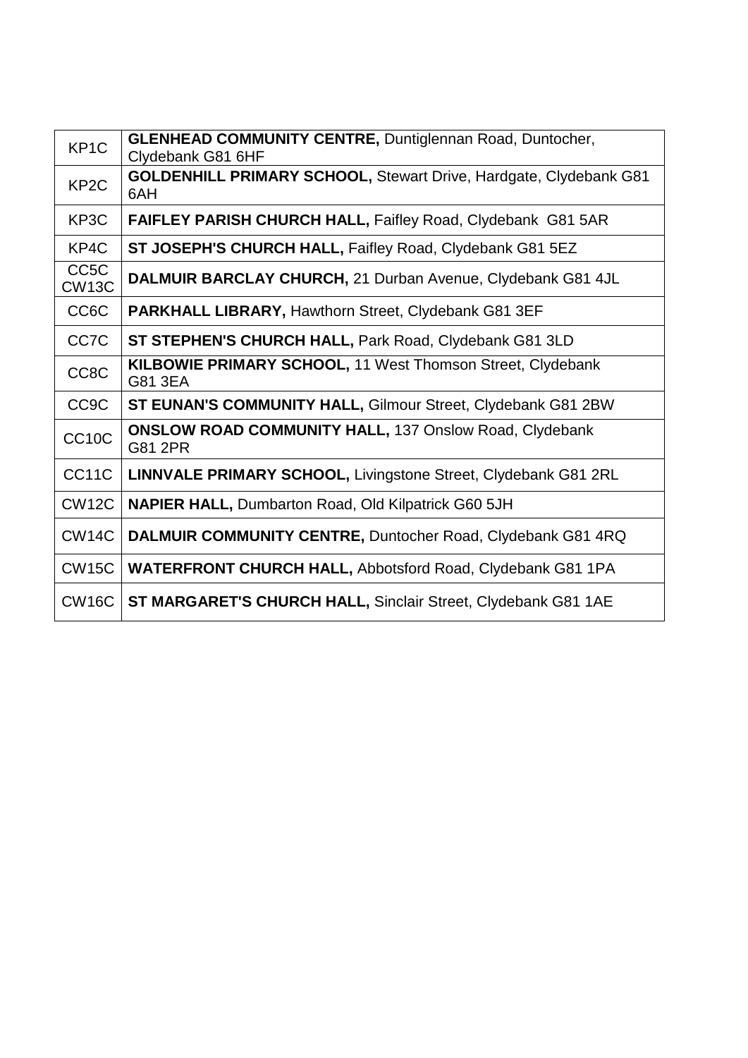| | |
|---|---|
| KP1C | **GLENHEAD COMMUNITY CENTRE,** Duntiglennan Road, Duntocher, Clydebank G81 6HF |
| KP2C | **GOLDENHILL PRIMARY SCHOOL,** Stewart Drive, Hardgate, Clydebank G81 6AH |
| KP3C | **FAIFLEY PARISH CHURCH HALL,** Faifley Road, Clydebank G81 5AR |
| KP4C | **ST JOSEPH'S CHURCH HALL,** Faifley Road, Clydebank G81 5EZ |
| CC5C CW13C | **DALMUIR BARCLAY CHURCH,** 21 Durban Avenue, Clydebank G81 4JL |
| CC6C | **PARKHALL LIBRARY,** Hawthorn Street, Clydebank G81 3EF |
| CC7C | **ST STEPHEN'S CHURCH HALL,** Park Road, Clydebank G81 3LD |
| CC8C | **KILBOWIE PRIMARY SCHOOL,** 11 West Thomson Street, Clydebank G81 3EA |
| CC9C | **ST EUNAN'S COMMUNITY HALL,** Gilmour Street, Clydebank G81 2BW |
| CC10C | **ONSLOW ROAD COMMUNITY HALL,** 137 Onslow Road, Clydebank G81 2PR |
| CC11C | **LINNVALE PRIMARY SCHOOL,** Livingstone Street, Clydebank G81 2RL |
| CW12C | **NAPIER HALL,** Dumbarton Road, Old Kilpatrick G60 5JH |
| CW14C | **DALMUIR COMMUNITY CENTRE,** Duntocher Road, Clydebank G81 4RQ |
| CW15C | **WATERFRONT CHURCH HALL,** Abbotsford Road, Clydebank G81 1PA |
| CW16C | **ST MARGARET'S CHURCH HALL,** Sinclair Street, Clydebank G81 1AE |